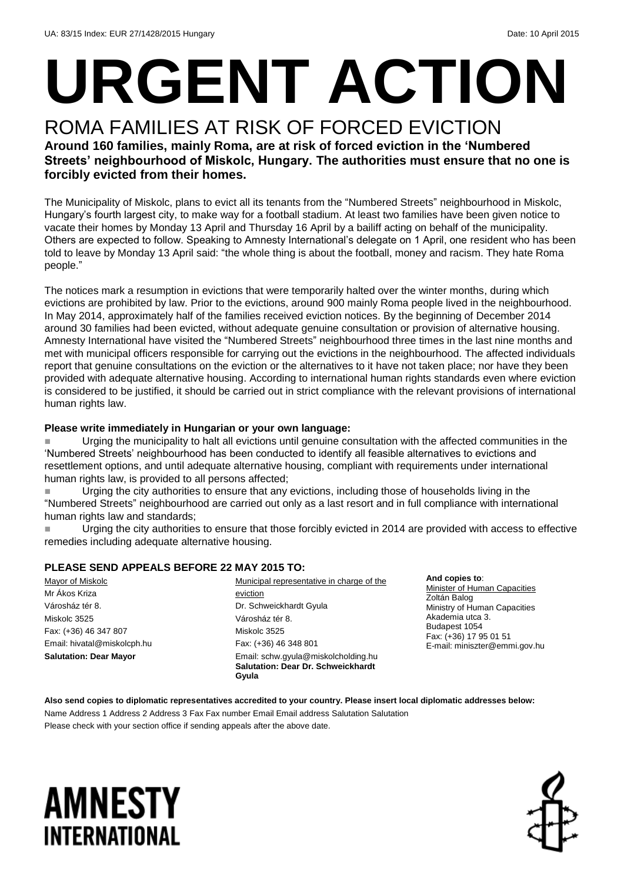UA: 83/15 Index: EUR 27/1428/2015 Hungary Date: 10 April 2015

# URGENT ACTION

## ROMA FAMILIES AT RISK OF FORCED EVICTION

**Around 160 families, mainly Roma, are at risk of forced eviction in the 'Numbered Streets' neighbourhood of Miskolc, Hungary. The authorities must ensure that no one is forcibly evicted from their homes.**

The Municipality of Miskolc, plans to evict all its tenants from the "Numbered Streets" neighbourhood in Miskolc, Hungary's fourth largest city, to make way for a football stadium. At least two families have been given notice to vacate their homes by Monday 13 April and Thursday 16 April by a bailiff acting on behalf of the municipality. Others are expected to follow. Speaking to Amnesty International's delegate on 1 April, one resident who has been told to leave by Monday 13 April said: "the whole thing is about the football, money and racism. They hate Roma people."

The notices mark a resumption in evictions that were temporarily halted over the winter months, during which evictions are prohibited by law. Prior to the evictions, around 900 mainly Roma people lived in the neighbourhood. In May 2014, approximately half of the families received eviction notices. By the beginning of December 2014 around 30 families had been evicted, without adequate genuine consultation or provision of alternative housing. Amnesty International have visited the "Numbered Streets" neighbourhood three times in the last nine months and met with municipal officers responsible for carrying out the evictions in the neighbourhood. The affected individuals report that genuine consultations on the eviction or the alternatives to it have not taken place; nor have they been provided with adequate alternative housing. According to international human rights standards even where eviction is considered to be justified, it should be carried out in strict compliance with the relevant provisions of international human rights law.

**Please write immediately in Hungarian or your own language:**

- Urging the municipality to halt all evictions until genuine consultation with the affected communities in the 'Numbered Streets' neighbourhood has been conducted to identify all feasible alternatives to evictions and resettlement options, and until adequate alternative housing, compliant with requirements under international human rights law, is provided to all persons affected;
- Urging the city authorities to ensure that any evictions, including those of households living in the "Numbered Streets" neighbourhood are carried out only as a last resort and in full compliance with international human rights law and standards;
- Urging the city authorities to ensure that those forcibly evicted in 2014 are provided with access to effective remedies including adequate alternative housing.

**PLEASE SEND APPEALS BEFORE 22 MAY 2015 TO:**

Mayor of Miskolc
Mr Ákos Kriza
Városház tér 8.
Miskolc 3525
Fax: (+36) 46 347 807
Email: hivatal@miskolcph.hu
**Salutation: Dear Mayor**

Municipal representative in charge of the eviction
Dr. Schweickhardt Gyula
Városház tér 8.
Miskolc 3525
Fax: (+36) 46 348 801
Email: schw.gyula@miskolcholding.hu
**Salutation: Dear Dr. Schweickhardt Gyula**

**And copies to**:
Minister of Human Capacities
Zoltán Balog
Ministry of Human Capacities
Akademia utca 3.
Budapest 1054
Fax: (+36) 17 95 01 51
E-mail: miniszter@emmi.gov.hu

**Also send copies to diplomatic representatives accredited to your country. Please insert local diplomatic addresses below:**

Name Address 1 Address 2 Address 3 Fax Fax number Email Email address Salutation Salutation

Please check with your section office if sending appeals after the above date.

AMNESTY INTERNATIONAL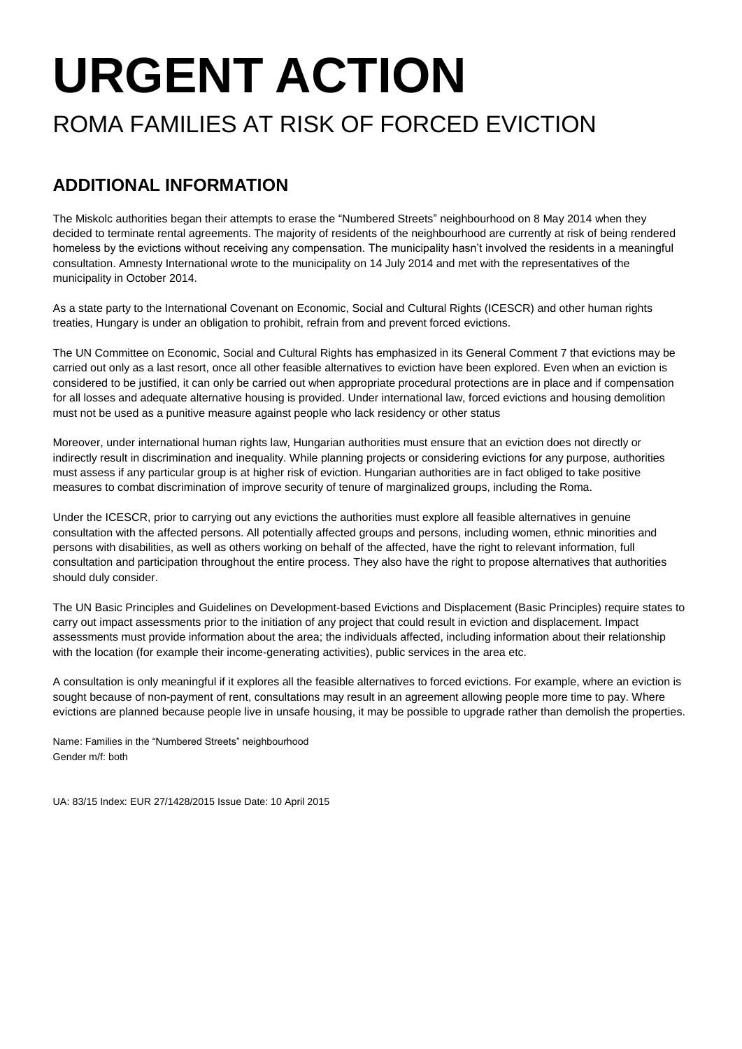# URGENT ACTION

## ROMA FAMILIES AT RISK OF FORCED EVICTION

### ADDITIONAL INFORMATION

The Miskolc authorities began their attempts to erase the "Numbered Streets" neighbourhood on 8 May 2014 when they decided to terminate rental agreements. The majority of residents of the neighbourhood are currently at risk of being rendered homeless by the evictions without receiving any compensation. The municipality hasn't involved the residents in a meaningful consultation. Amnesty International wrote to the municipality on 14 July 2014 and met with the representatives of the municipality in October 2014.

As a state party to the International Covenant on Economic, Social and Cultural Rights (ICESCR) and other human rights treaties, Hungary is under an obligation to prohibit, refrain from and prevent forced evictions.

The UN Committee on Economic, Social and Cultural Rights has emphasized in its General Comment 7 that evictions may be carried out only as a last resort, once all other feasible alternatives to eviction have been explored. Even when an eviction is considered to be justified, it can only be carried out when appropriate procedural protections are in place and if compensation for all losses and adequate alternative housing is provided. Under international law, forced evictions and housing demolition must not be used as a punitive measure against people who lack residency or other status

Moreover, under international human rights law, Hungarian authorities must ensure that an eviction does not directly or indirectly result in discrimination and inequality. While planning projects or considering evictions for any purpose, authorities must assess if any particular group is at higher risk of eviction. Hungarian authorities are in fact obliged to take positive measures to combat discrimination of improve security of tenure of marginalized groups, including the Roma.

Under the ICESCR, prior to carrying out any evictions the authorities must explore all feasible alternatives in genuine consultation with the affected persons. All potentially affected groups and persons, including women, ethnic minorities and persons with disabilities, as well as others working on behalf of the affected, have the right to relevant information, full consultation and participation throughout the entire process. They also have the right to propose alternatives that authorities should duly consider.

The UN Basic Principles and Guidelines on Development-based Evictions and Displacement (Basic Principles) require states to carry out impact assessments prior to the initiation of any project that could result in eviction and displacement. Impact assessments must provide information about the area; the individuals affected, including information about their relationship with the location (for example their income-generating activities), public services in the area etc.

A consultation is only meaningful if it explores all the feasible alternatives to forced evictions. For example, where an eviction is sought because of non-payment of rent, consultations may result in an agreement allowing people more time to pay. Where evictions are planned because people live in unsafe housing, it may be possible to upgrade rather than demolish the properties.

Name: Families in the "Numbered Streets" neighbourhood
Gender m/f: both

UA: 83/15 Index: EUR 27/1428/2015 Issue Date: 10 April 2015